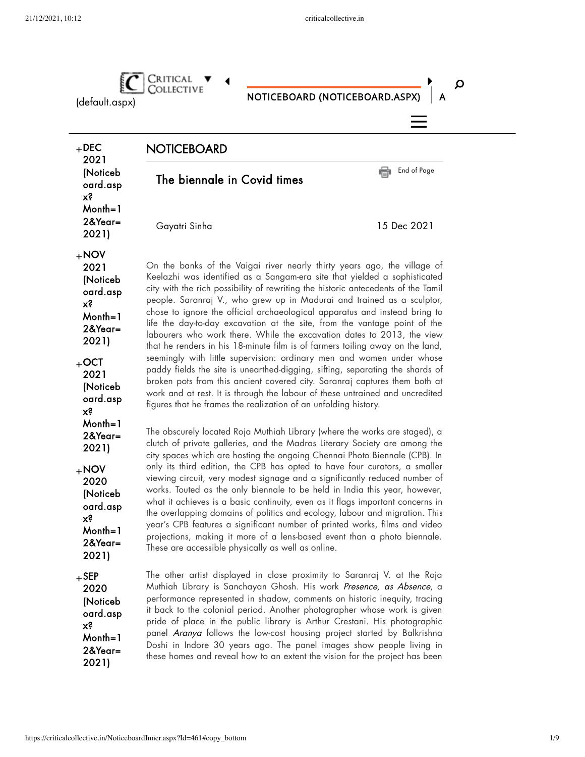# NOTICEBOARD

## The biennale in Covid times

Gayatri Sinha

15 Dec 2021

On the banks of the Vaigai river nearly thirty years ago, the village of Keelazhi was identified as a Sangam-era site that yielded a sophisticated city with the rich possibility of rewriting the historic antecedents of the Tamil people. Saranraj V., who grew up in Madurai and trained as a sculptor, chose to ignore the official archaeological apparatus and instead bring to life the day-to-day excavation at the site, from the vantage point of the labourers who work there. While the excavation dates to 2013, the view that he renders in his 18-minute film is of farmers toiling away on the land, seemingly with little supervision: ordinary men and women under whose paddy fields the site is unearthed-digging, sifting, separating the shards of broken pots from this ancient covered city. Saranraj captures them both at work and at rest. It is through the labour of these untrained and uncredited figures that he frames the realization of an unfolding history.

The obscurely located Roja Muthiah Library (where the works are staged), a clutch of private galleries, and the Madras Literary Society are among the city spaces which are hosting the ongoing Chennai Photo Biennale (CPB). In only its third edition, the CPB has opted to have four curators, a smaller viewing circuit, very modest signage and a significantly reduced number of works. Touted as the only biennale to be held in India this year, however, what it achieves is a basic continuity, even as it flags important concerns in the overlapping domains of politics and ecology, labour and migration. This year's CPB features a significant number of printed works, films and video projections, making it more of a lens-based event than a photo biennale. These are accessible physically as well as online.

The other artist displayed in close proximity to Saranraj V. at the Roja Muthiah Library is Sanchayan Ghosh. His work *Presence, as Absence*, a performance represented in shadow, comments on historic inequity, tracing it back to the colonial period. Another photographer whose work is given pride of place in the public library is Arthur Crestani. His photographic panel *Aranya* follows the low-cost housing project started by Balkrishna Doshi in Indore 30 years ago. The panel images show people living in these homes and reveal how to an extent the vision for the project has been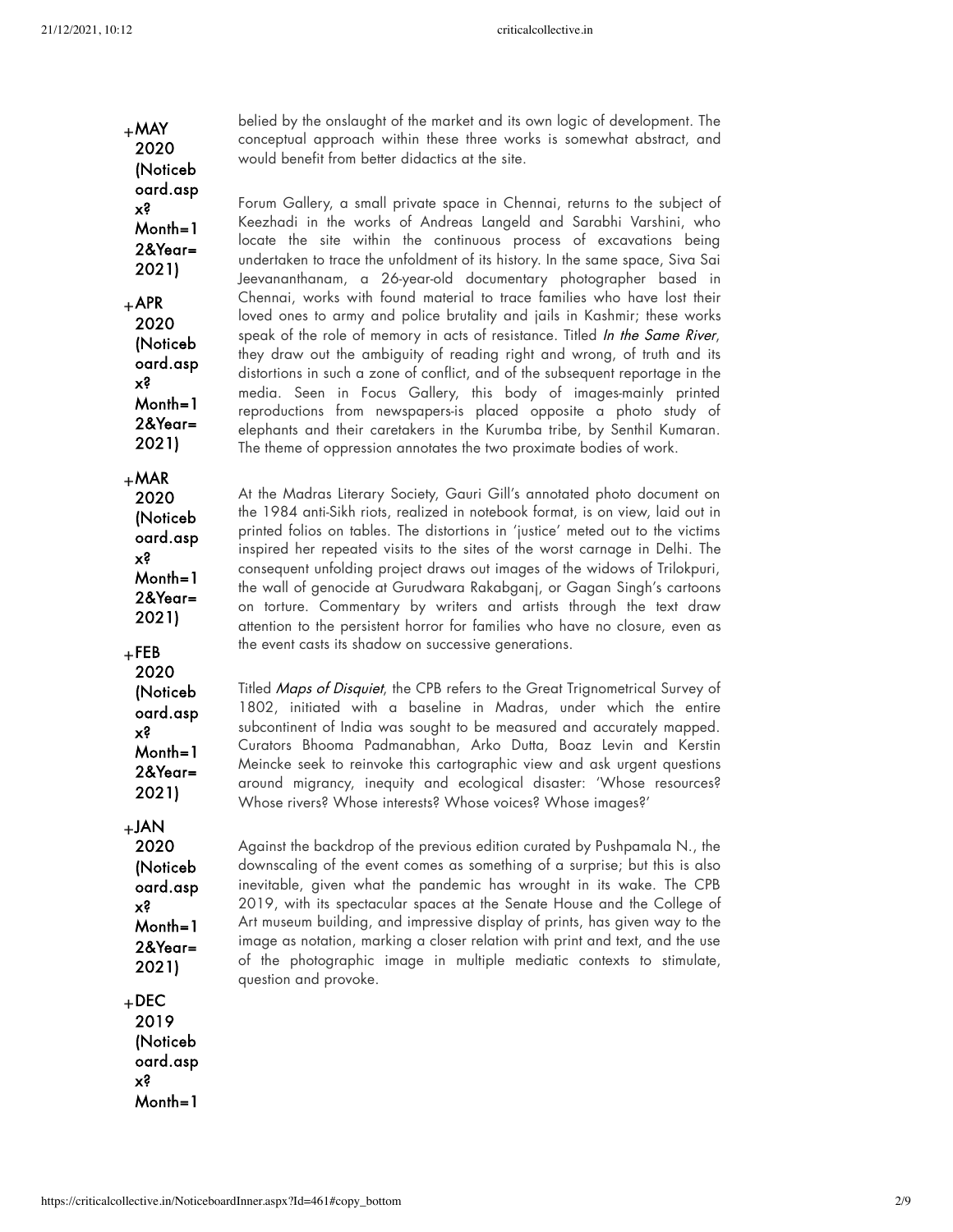+MAY 2020 (Noticeboard.aspx?Month=12&Year=2021)

+APR 2020 (Noticeboard.aspx?Month=12&Year=2021)

+MAR 2020 (Noticeboard.aspx?Month=12&Year=2021)

+FEB 2020 (Noticeboard.aspx?Month=12&Year=2021)

+JAN 2020 (Noticeboard.aspx?Month=12&Year=2021)

+DEC 2019 (Noticeboard.aspx?Month=1

belied by the onslaught of the market and its own logic of development. The conceptual approach within these three works is somewhat abstract, and would benefit from better didactics at the site.

Forum Gallery, a small private space in Chennai, returns to the subject of Keezhadi in the works of Andreas Langeld and Sarabhi Varshini, who locate the site within the continuous process of excavations being undertaken to trace the unfoldment of its history. In the same space, Siva Sai Jeevananthanam, a 26-year-old documentary photographer based in Chennai, works with found material to trace families who have lost their loved ones to army and police brutality and jails in Kashmir; these works speak of the role of memory in acts of resistance. Titled *In the Same River*, they draw out the ambiguity of reading right and wrong, of truth and its distortions in such a zone of conflict, and of the subsequent reportage in the media. Seen in Focus Gallery, this body of images-mainly printed reproductions from newspapers-is placed opposite a photo study of elephants and their caretakers in the Kurumba tribe, by Senthil Kumaran. The theme of oppression annotates the two proximate bodies of work.

At the Madras Literary Society, Gauri Gill's annotated photo document on the 1984 anti-Sikh riots, realized in notebook format, is on view, laid out in printed folios on tables. The distortions in 'justice' meted out to the victims inspired her repeated visits to the sites of the worst carnage in Delhi. The consequent unfolding project draws out images of the widows of Trilokpuri, the wall of genocide at Gurudwara Rakabganj, or Gagan Singh's cartoons on torture. Commentary by writers and artists through the text draw attention to the persistent horror for families who have no closure, even as the event casts its shadow on successive generations.

Titled *Maps of Disquiet*, the CPB refers to the Great Trignometrical Survey of 1802, initiated with a baseline in Madras, under which the entire subcontinent of India was sought to be measured and accurately mapped. Curators Bhooma Padmanabhan, Arko Dutta, Boaz Levin and Kerstin Meincke seek to reinvoke this cartographic view and ask urgent questions around migrancy, inequity and ecological disaster: 'Whose resources? Whose rivers? Whose interests? Whose voices? Whose images?'

Against the backdrop of the previous edition curated by Pushpamala N., the downscaling of the event comes as something of a surprise; but this is also inevitable, given what the pandemic has wrought in its wake. The CPB 2019, with its spectacular spaces at the Senate House and the College of Art museum building, and impressive display of prints, has given way to the image as notation, marking a closer relation with print and text, and the use of the photographic image in multiple mediatic contexts to stimulate, question and provoke.